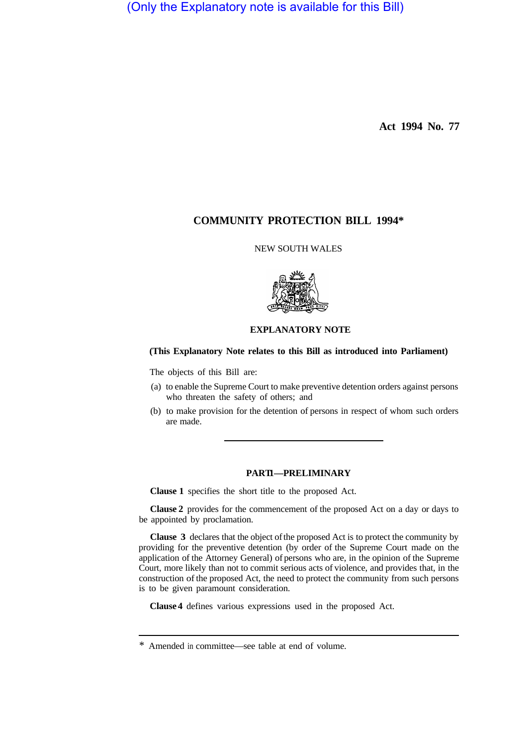(Only the Explanatory note is available for this Bill)

**Act 1994 No. 77**

# COMMUNITY PROTECTION BILL 1994*

NEW SOUTH WALES

## EXPLANATORY NOTE

**(This Explanatory Note relates to this Bill as introduced into Parliament)**

The objects of this Bill are:

(a) to enable the Supreme Court to make preventive detention orders against persons who threaten the safety of others; and

(b) to make provision for the detention of persons in respect of whom such orders are made.

---

### PART 1—PRELIMINARY

**Clause 1** specifies the short title to the proposed Act.

**Clause 2** provides for the commencement of the proposed Act on a day or days to be appointed by proclamation.

**Clause 3** declares that the object of the proposed Act is to protect the community by providing for the preventive detention (by order of the Supreme Court made on the application of the Attorney General) of persons who are, in the opinion of the Supreme Court, more likely than not to commit serious acts of violence, and provides that, in the construction of the proposed Act, the need to protect the community from such persons is to be given paramount consideration.

**Clause 4** defines various expressions used in the proposed Act.

---

\* Amended in committee—see table at end of volume.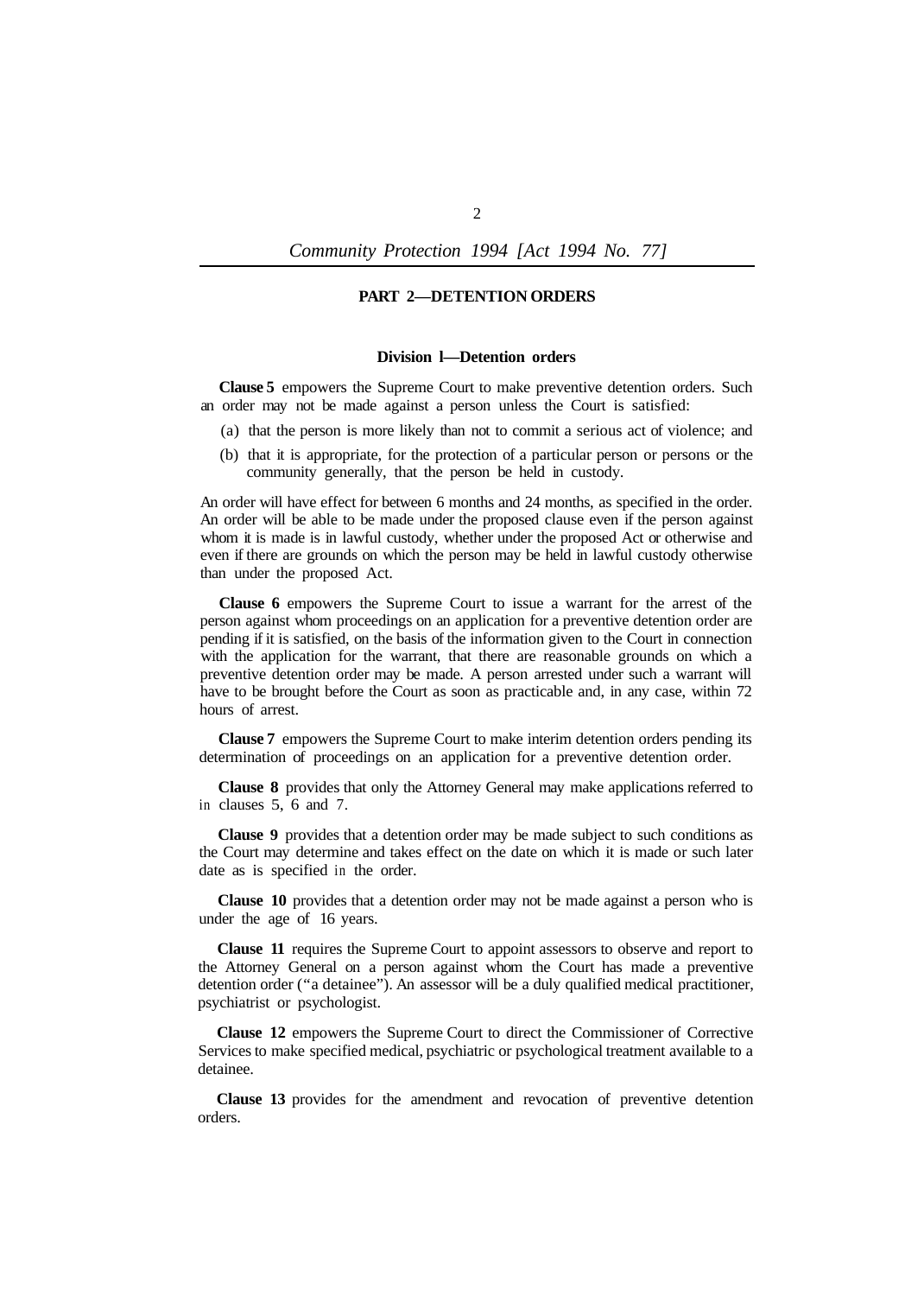## PART 2—DETENTION ORDERS

### Division l—Detention orders

**Clause 5** empowers the Supreme Court to make preventive detention orders. Such an order may not be made against a person unless the Court is satisfied:

(a) that the person is more likely than not to commit a serious act of violence; and

(b) that it is appropriate, for the protection of a particular person or persons or the community generally, that the person be held in custody.

An order will have effect for between 6 months and 24 months, as specified in the order. An order will be able to be made under the proposed clause even if the person against whom it is made is in lawful custody, whether under the proposed Act or otherwise and even if there are grounds on which the person may be held in lawful custody otherwise than under the proposed Act.

**Clause 6** empowers the Supreme Court to issue a warrant for the arrest of the person against whom proceedings on an application for a preventive detention order are pending if it is satisfied, on the basis of the information given to the Court in connection with the application for the warrant, that there are reasonable grounds on which a preventive detention order may be made. A person arrested under such a warrant will have to be brought before the Court as soon as practicable and, in any case, within 72 hours of arrest.

**Clause 7** empowers the Supreme Court to make interim detention orders pending its determination of proceedings on an application for a preventive detention order.

**Clause 8** provides that only the Attorney General may make applications referred to in clauses 5, 6 and 7.

**Clause 9** provides that a detention order may be made subject to such conditions as the Court may determine and takes effect on the date on which it is made or such later date as is specified in the order.

**Clause 10** provides that a detention order may not be made against a person who is under the age of 16 years.

**Clause 11** requires the Supreme Court to appoint assessors to observe and report to the Attorney General on a person against whom the Court has made a preventive detention order ("a detainee"). An assessor will be a duly qualified medical practitioner, psychiatrist or psychologist.

**Clause 12** empowers the Supreme Court to direct the Commissioner of Corrective Services to make specified medical, psychiatric or psychological treatment available to a detainee.

**Clause 13** provides for the amendment and revocation of preventive detention orders.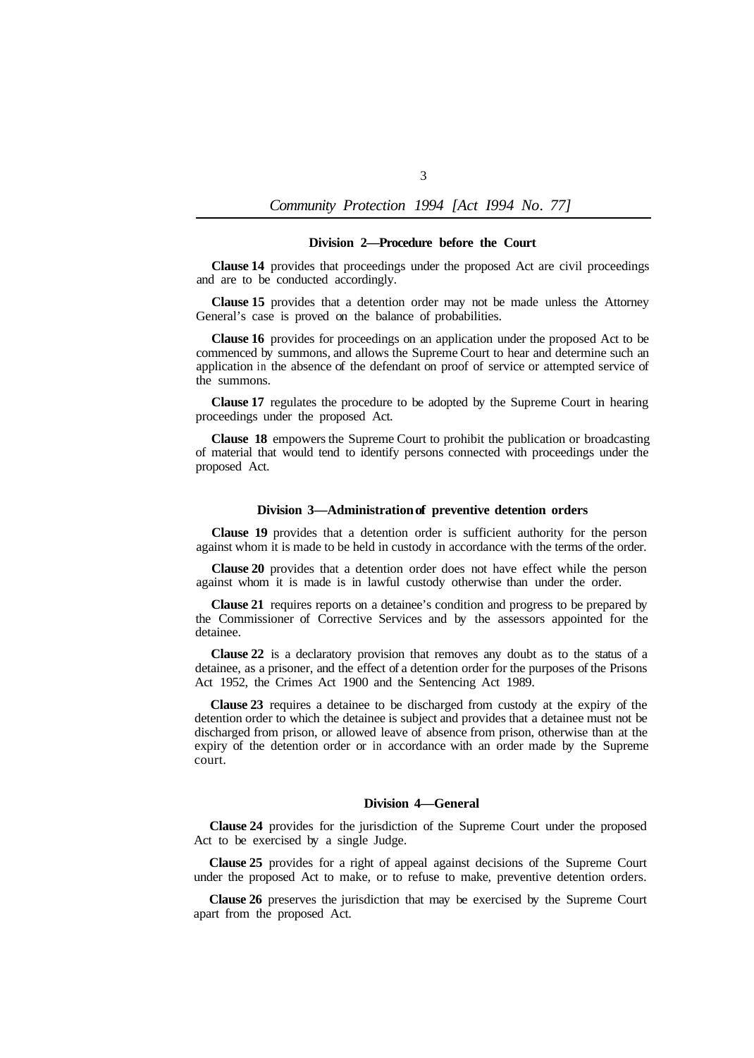### Division 2—Procedure before the Court

**Clause 14** provides that proceedings under the proposed Act are civil proceedings and are to be conducted accordingly.

**Clause 15** provides that a detention order may not be made unless the Attorney General's case is proved on the balance of probabilities.

**Clause 16** provides for proceedings on an application under the proposed Act to be commenced by summons, and allows the Supreme Court to hear and determine such an application in the absence of the defendant on proof of service or attempted service of the summons.

**Clause 17** regulates the procedure to be adopted by the Supreme Court in hearing proceedings under the proposed Act.

**Clause 18** empowers the Supreme Court to prohibit the publication or broadcasting of material that would tend to identify persons connected with proceedings under the proposed Act.

### Division 3—Administration of preventive detention orders

**Clause 19** provides that a detention order is sufficient authority for the person against whom it is made to be held in custody in accordance with the terms of the order.

**Clause 20** provides that a detention order does not have effect while the person against whom it is made is in lawful custody otherwise than under the order.

**Clause 21** requires reports on a detainee's condition and progress to be prepared by the Commissioner of Corrective Services and by the assessors appointed for the detainee.

**Clause 22** is a declaratory provision that removes any doubt as to the status of a detainee, as a prisoner, and the effect of a detention order for the purposes of the Prisons Act 1952, the Crimes Act 1900 and the Sentencing Act 1989.

**Clause 23** requires a detainee to be discharged from custody at the expiry of the detention order to which the detainee is subject and provides that a detainee must not be discharged from prison, or allowed leave of absence from prison, otherwise than at the expiry of the detention order or in accordance with an order made by the Supreme court.

### Division 4—General

**Clause 24** provides for the jurisdiction of the Supreme Court under the proposed Act to be exercised by a single Judge.

**Clause 25** provides for a right of appeal against decisions of the Supreme Court under the proposed Act to make, or to refuse to make, preventive detention orders.

**Clause 26** preserves the jurisdiction that may be exercised by the Supreme Court apart from the proposed Act.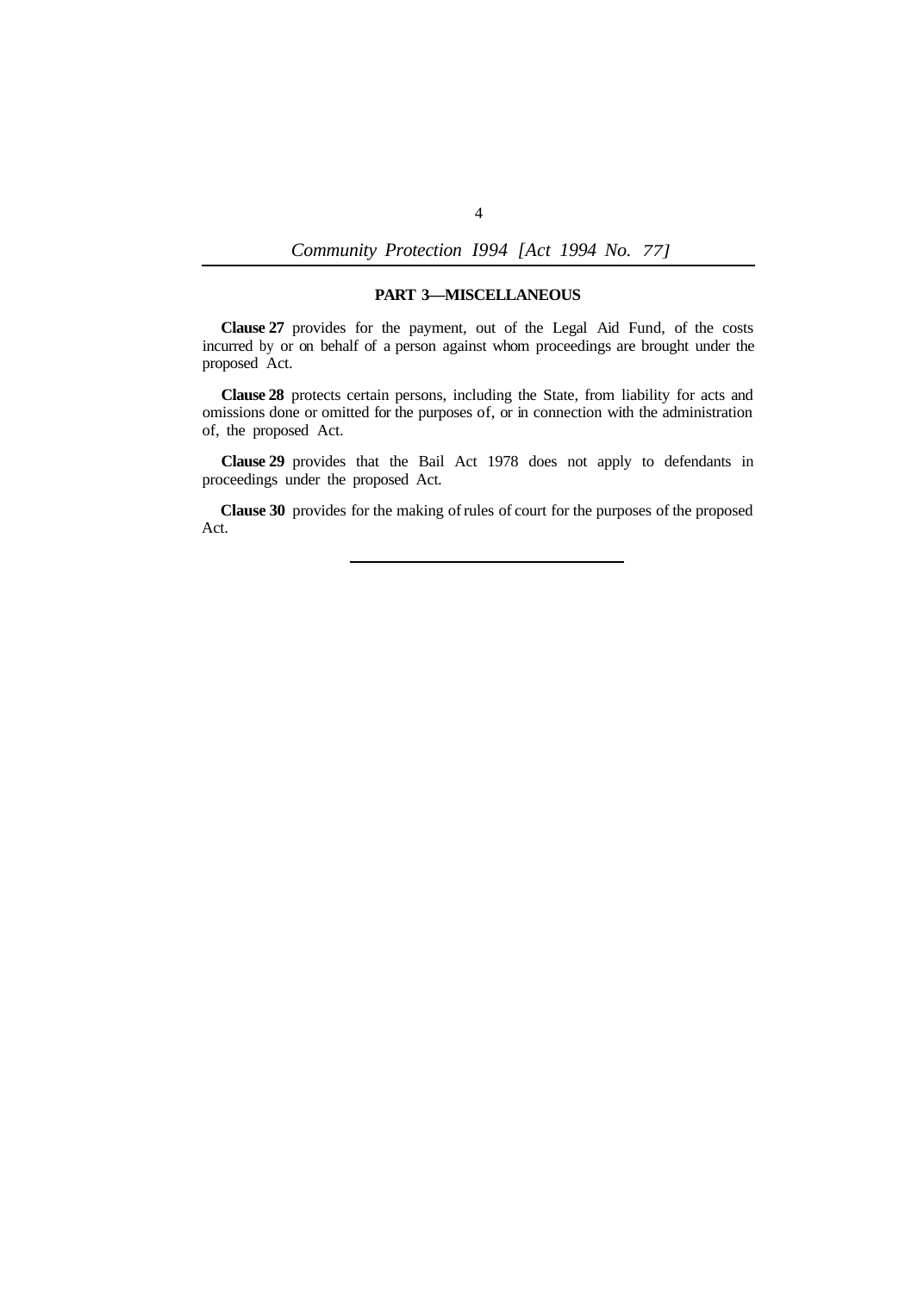## PART 3—MISCELLANEOUS

**Clause 27** provides for the payment, out of the Legal Aid Fund, of the costs incurred by or on behalf of a person against whom proceedings are brought under the proposed Act.

**Clause 28** protects certain persons, including the State, from liability for acts and omissions done or omitted for the purposes of, or in connection with the administration of, the proposed Act.

**Clause 29** provides that the Bail Act 1978 does not apply to defendants in proceedings under the proposed Act.

**Clause 30** provides for the making of rules of court for the purposes of the proposed Act.